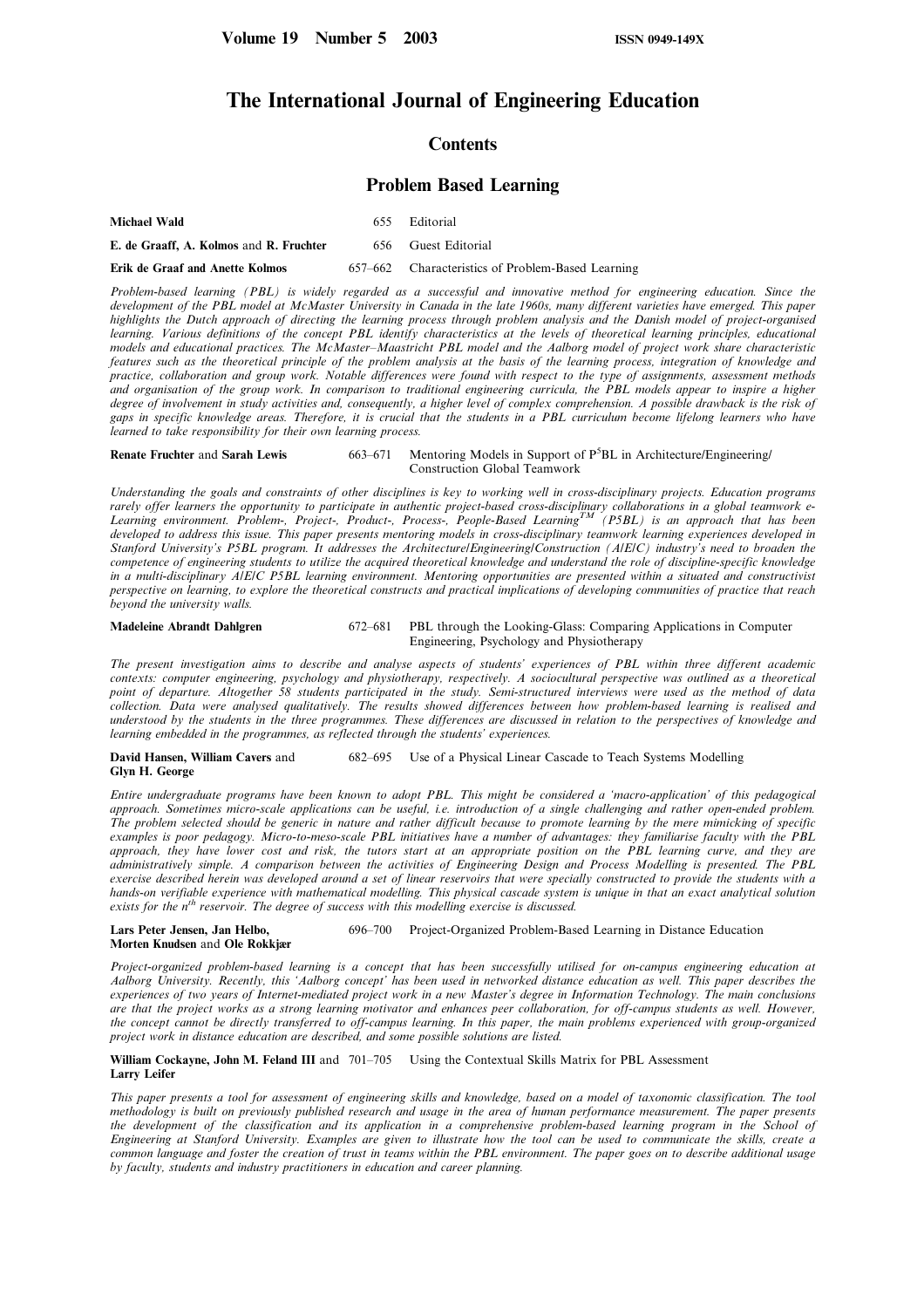# The International Journal of Engineering Education

## Contents

## Problem Based Learning

**Michael Wald** 655 Editorial

**E. de Graaff, A. Kolmos** and **R. Fruchter** 656 Guest Editorial

**Erik de Graaf and Anette Kolmos** 657–662 Characteristics of Problem-Based Learning

*Problem-based learning (PBL) is widely regarded as a successful and innovative method for engineering education. Since the development of the PBL model at McMaster University in Canada in the late 1960s, many different varieties have emerged. This paper highlights the Dutch approach of directing the learning process through problem analysis and the Danish model of project-organised learning. Various definitions of the concept PBL identify characteristics at the levels of theoretical learning principles, educational models and educational practices. The McMaster–Maastricht PBL model and the Aalborg model of project work share characteristic features such as the theoretical principle of the problem analysis at the basis of the learning process, integration of knowledge and practice, collaboration and group work. Notable differences were found with respect to the type of assignments, assessment methods and organisation of the group work. In comparison to traditional engineering curricula, the PBL models appear to inspire a higher degree of involvement in study activities and, consequently, a higher level of complex comprehension. A possible drawback is the risk of gaps in specific knowledge areas. Therefore, it is crucial that the students in a PBL curriculum become lifelong learners who have learned to take responsibility for their own learning process.*

**Renate Fruchter** and **Sarah Lewis** 663–671 Mentoring Models in Support of $P^5$BL in Architecture/Engineering/Construction Global Teamwork

*Understanding the goals and constraints of other disciplines is key to working well in cross-disciplinary projects. Education programs rarely offer learners the opportunity to participate in authentic project-based cross-disciplinary collaborations in a global teamwork e-Learning environment. Problem-, Project-, Product-, Process-, People-Based Learning™ (P5BL) is an approach that has been developed to address this issue. This paper presents mentoring models in cross-disciplinary teamwork learning experiences developed in Stanford University's P5BL program. It addresses the Architecture/Engineering/Construction (A/E/C) industry's need to broaden the competence of engineering students to utilize the acquired theoretical knowledge and understand the role of discipline-specific knowledge in a multi-disciplinary A/E/C P5BL learning environment. Mentoring opportunities are presented within a situated and constructivist perspective on learning, to explore the theoretical constructs and practical implications of developing communities of practice that reach beyond the university walls.*

**Madeleine Abrandt Dahlgren** 672–681 PBL through the Looking-Glass: Comparing Applications in Computer Engineering, Psychology and Physiotherapy

*The present investigation aims to describe and analyse aspects of students' experiences of PBL within three different academic contexts: computer engineering, psychology and physiotherapy, respectively. A sociocultural perspective was outlined as a theoretical point of departure. Altogether 58 students participated in the study. Semi-structured interviews were used as the method of data collection. Data were analysed qualitatively. The results showed differences between how problem-based learning is realised and understood by the students in the three programmes. These differences are discussed in relation to the perspectives of knowledge and learning embedded in the programmes, as reflected through the students' experiences.*

**David Hansen, William Cavers** and **Glyn H. George** 682–695 Use of a Physical Linear Cascade to Teach Systems Modelling

*Entire undergraduate programs have been known to adopt PBL. This might be considered a 'macro-application' of this pedagogical approach. Sometimes micro-scale applications can be useful, i.e. introduction of a single challenging and rather open-ended problem. The problem selected should be generic in nature and rather difficult because to promote learning by the mere mimicking of specific examples is poor pedagogy. Micro-to-meso-scale PBL initiatives have a number of advantages: they familiarise faculty with the PBL approach, they have lower cost and risk, the tutors start at an appropriate position on the PBL learning curve, and they are administratively simple. A comparison between the activities of Engineering Design and Process Modelling is presented. The PBL exercise described herein was developed around a set of linear reservoirs that were specially constructed to provide the students with a hands-on verifiable experience with mathematical modelling. This physical cascade system is unique in that an exact analytical solution exists for the $n^{th}$ reservoir. The degree of success with this modelling exercise is discussed.*

**Lars Peter Jensen, Jan Helbo, Morten Knudsen** and **Ole Rokkjær** 696–700 Project-Organized Problem-Based Learning in Distance Education

*Project-organized problem-based learning is a concept that has been successfully utilised for on-campus engineering education at Aalborg University. Recently, this 'Aalborg concept' has been used in networked distance education as well. This paper describes the experiences of two years of Internet-mediated project work in a new Master's degree in Information Technology. The main conclusions are that the project works as a strong learning motivator and enhances peer collaboration, for off-campus students as well. However, the concept cannot be directly transferred to off-campus learning. In this paper, the main problems experienced with group-organized project work in distance education are described, and some possible solutions are listed.*

**William Cockayne, John M. Feland III** and **Larry Leifer** 701–705 Using the Contextual Skills Matrix for PBL Assessment

*This paper presents a tool for assessment of engineering skills and knowledge, based on a model of taxonomic classification. The tool methodology is built on previously published research and usage in the area of human performance measurement. The paper presents the development of the classification and its application in a comprehensive problem-based learning program in the School of Engineering at Stanford University. Examples are given to illustrate how the tool can be used to communicate the skills, create a common language and foster the creation of trust in teams within the PBL environment. The paper goes on to describe additional usage by faculty, students and industry practitioners in education and career planning.*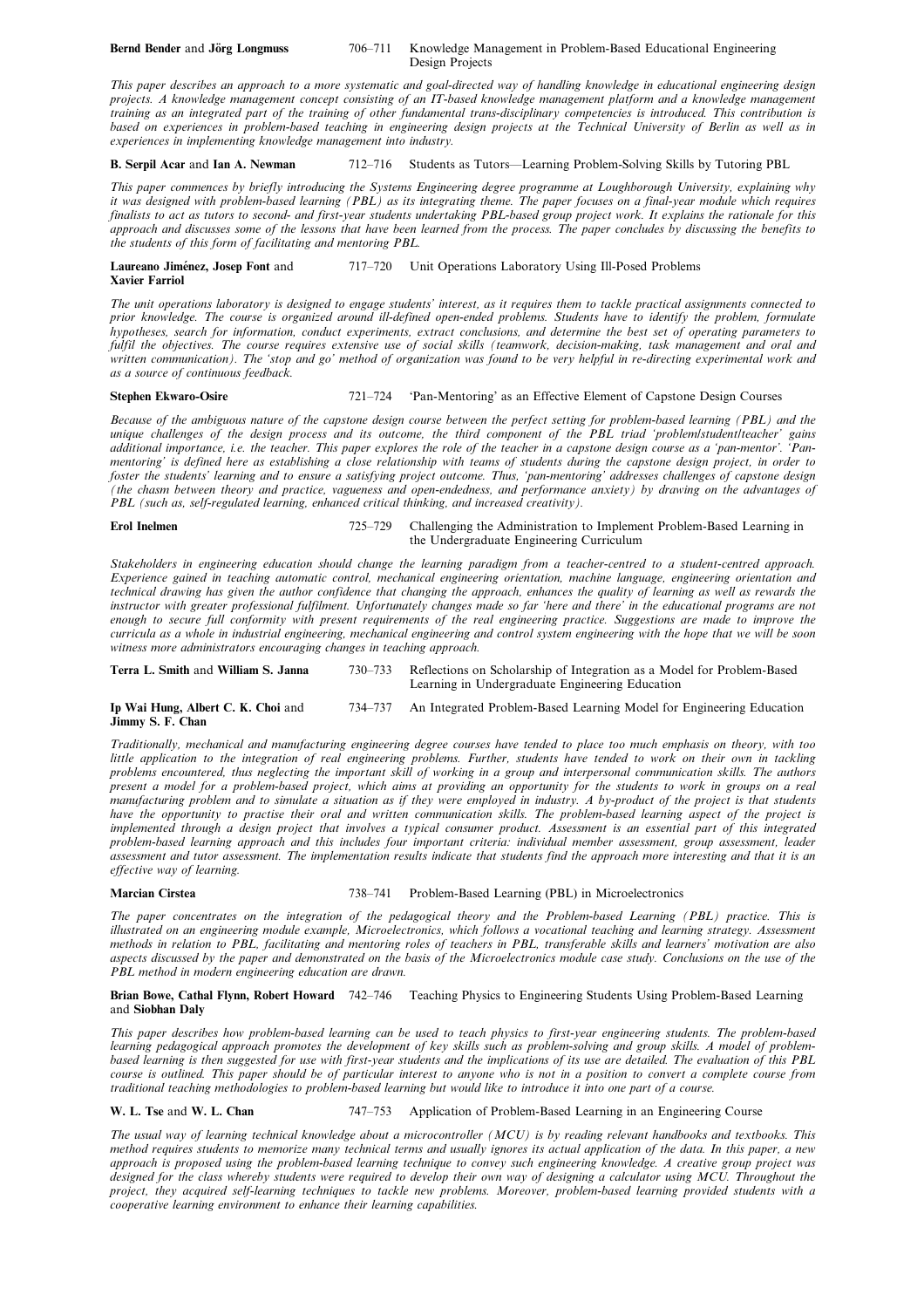**Bernd Bender** and **Jörg Longmuss** 706–711 Knowledge Management in Problem-Based Educational Engineering Design Projects

*This paper describes an approach to a more systematic and goal-directed way of handling knowledge in educational engineering design projects. A knowledge management concept consisting of an IT-based knowledge management platform and a knowledge management training as an integrated part of the training of other fundamental trans-disciplinary competencies is introduced. This contribution is based on experiences in problem-based teaching in engineering design projects at the Technical University of Berlin as well as in experiences in implementing knowledge management into industry.*

**B. Serpil Acar** and **Ian A. Newman** 712–716 Students as Tutors—Learning Problem-Solving Skills by Tutoring PBL

*This paper commences by briefly introducing the Systems Engineering degree programme at Loughborough University, explaining why it was designed with problem-based learning (PBL) as its integrating theme. The paper focuses on a final-year module which requires finalists to act as tutors to second- and first-year students undertaking PBL-based group project work. It explains the rationale for this approach and discusses some of the lessons that have been learned from the process. The paper concludes by discussing the benefits to the students of this form of facilitating and mentoring PBL.*

**Laureano Jiménez, Josep Font** and **Xavier Farriol** 717–720 Unit Operations Laboratory Using Ill-Posed Problems

*The unit operations laboratory is designed to engage students' interest, as it requires them to tackle practical assignments connected to prior knowledge. The course is organized around ill-defined open-ended problems. Students have to identify the problem, formulate hypotheses, search for information, conduct experiments, extract conclusions, and determine the best set of operating parameters to fulfil the objectives. The course requires extensive use of social skills (teamwork, decision-making, task management and oral and written communication). The 'stop and go' method of organization was found to be very helpful in re-directing experimental work and as a source of continuous feedback.*

**Stephen Ekwaro-Osire** 721–724 'Pan-Mentoring' as an Effective Element of Capstone Design Courses

*Because of the ambiguous nature of the capstone design course between the perfect setting for problem-based learning (PBL) and the unique challenges of the design process and its outcome, the third component of the PBL triad 'problem/student/teacher' gains additional importance, i.e. the teacher. This paper explores the role of the teacher in a capstone design course as a 'pan-mentor'. 'Pan-mentoring' is defined here as establishing a close relationship with teams of students during the capstone design project, in order to foster the students' learning and to ensure a satisfying project outcome. Thus, 'pan-mentoring' addresses challenges of capstone design (the chasm between theory and practice, vagueness and open-endedness, and performance anxiety) by drawing on the advantages of PBL (such as, self-regulated learning, enhanced critical thinking, and increased creativity).*

**Erol Inelmen** 725–729 Challenging the Administration to Implement Problem-Based Learning in the Undergraduate Engineering Curriculum

*Stakeholders in engineering education should change the learning paradigm from a teacher-centred to a student-centred approach. Experience gained in teaching automatic control, mechanical engineering orientation, machine language, engineering orientation and technical drawing has given the author confidence that changing the approach, enhances the quality of learning as well as rewards the instructor with greater professional fulfilment. Unfortunately changes made so far 'here and there' in the educational programs are not enough to secure full conformity with present requirements of the real engineering practice. Suggestions are made to improve the curricula as a whole in industrial engineering, mechanical engineering and control system engineering with the hope that we will be soon witness more administrators encouraging changes in teaching approach.*

**Terra L. Smith** and **William S. Janna** 730–733 Reflections on Scholarship of Integration as a Model for Problem-Based Learning in Undergraduate Engineering Education

**Ip Wai Hung, Albert C. K. Choi** and **Jimmy S. F. Chan** 734–737 An Integrated Problem-Based Learning Model for Engineering Education

*Traditionally, mechanical and manufacturing engineering degree courses have tended to place too much emphasis on theory, with too little application to the integration of real engineering problems. Further, students have tended to work on their own in tackling problems encountered, thus neglecting the important skill of working in a group and interpersonal communication skills. The authors present a model for a problem-based project, which aims at providing an opportunity for the students to work in groups on a real manufacturing problem and to simulate a situation as if they were employed in industry. A by-product of the project is that students have the opportunity to practise their oral and written communication skills. The problem-based learning aspect of the project is implemented through a design project that involves a typical consumer product. Assessment is an essential part of this integrated problem-based learning approach and this includes four important criteria: individual member assessment, group assessment, leader assessment and tutor assessment. The implementation results indicate that students find the approach more interesting and that it is an effective way of learning.*

**Marcian Cirstea** 738–741 Problem-Based Learning (PBL) in Microelectronics

*The paper concentrates on the integration of the pedagogical theory and the Problem-based Learning (PBL) practice. This is illustrated on an engineering module example, Microelectronics, which follows a vocational teaching and learning strategy. Assessment methods in relation to PBL, facilitating and mentoring roles of teachers in PBL, transferable skills and learners' motivation are also aspects discussed by the paper and demonstrated on the basis of the Microelectronics module case study. Conclusions on the use of the PBL method in modern engineering education are drawn.*

**Brian Bowe, Cathal Flynn, Robert Howard** and **Siobhan Daly** 742–746 Teaching Physics to Engineering Students Using Problem-Based Learning

*This paper describes how problem-based learning can be used to teach physics to first-year engineering students. The problem-based learning pedagogical approach promotes the development of key skills such as problem-solving and group skills. A model of problem-based learning is then suggested for use with first-year students and the implications of its use are detailed. The evaluation of this PBL course is outlined. This paper should be of particular interest to anyone who is not in a position to convert a complete course from traditional teaching methodologies to problem-based learning but would like to introduce it into one part of a course.*

**W. L. Tse** and **W. L. Chan** 747–753 Application of Problem-Based Learning in an Engineering Course

*The usual way of learning technical knowledge about a microcontroller (MCU) is by reading relevant handbooks and textbooks. This method requires students to memorize many technical terms and usually ignores its actual application of the data. In this paper, a new approach is proposed using the problem-based learning technique to convey such engineering knowledge. A creative group project was designed for the class whereby students were required to develop their own way of designing a calculator using MCU. Throughout the project, they acquired self-learning techniques to tackle new problems. Moreover, problem-based learning provided students with a cooperative learning environment to enhance their learning capabilities.*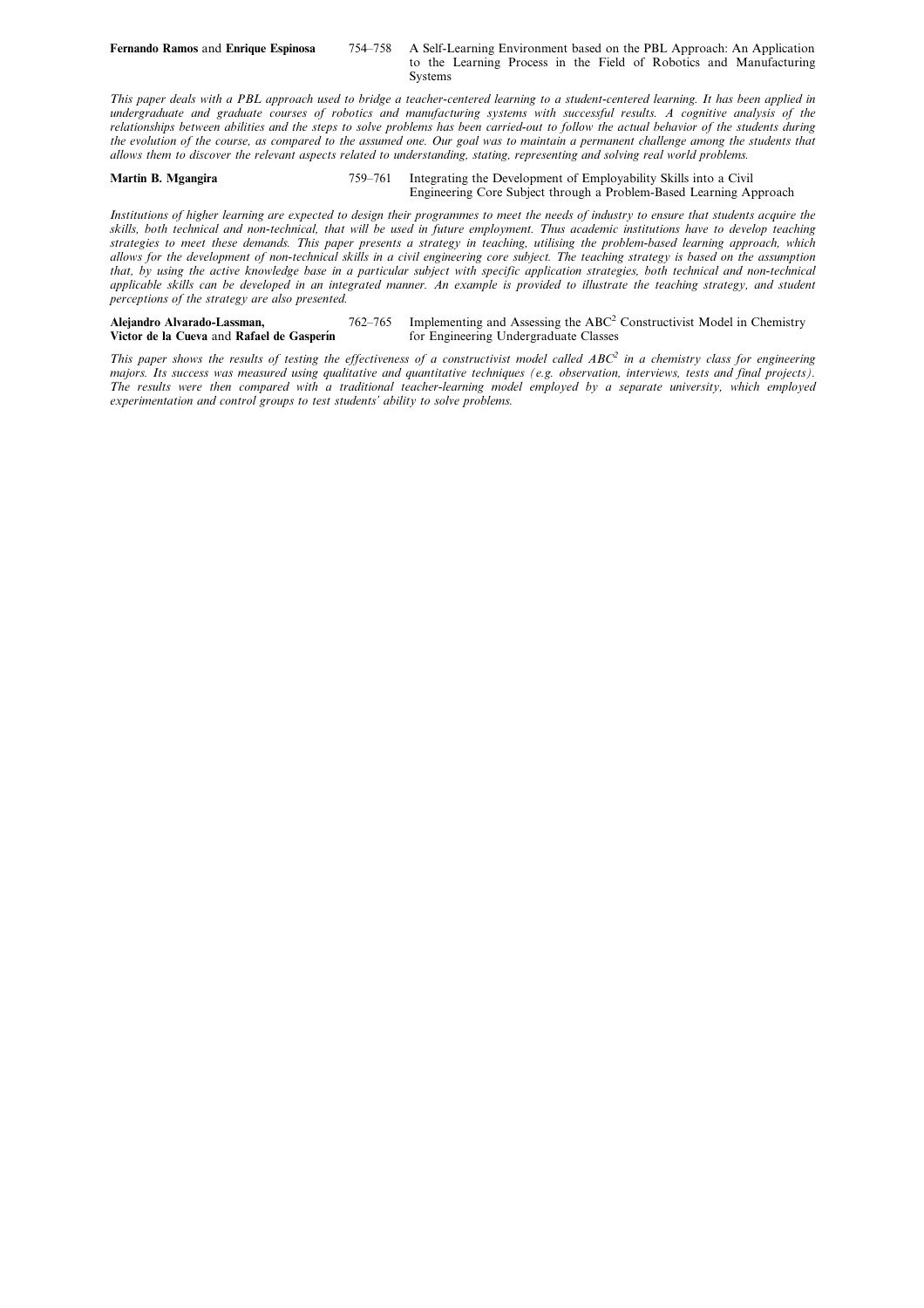**Fernando Ramos** and **Enrique Espinosa** 754–758 A Self-Learning Environment based on the PBL Approach: An Application to the Learning Process in the Field of Robotics and Manufacturing Systems

*This paper deals with a PBL approach used to bridge a teacher-centered learning to a student-centered learning. It has been applied in undergraduate and graduate courses of robotics and manufacturing systems with successful results. A cognitive analysis of the relationships between abilities and the steps to solve problems has been carried-out to follow the actual behavior of the students during the evolution of the course, as compared to the assumed one. Our goal was to maintain a permanent challenge among the students that allows them to discover the relevant aspects related to understanding, stating, representing and solving real world problems.*

**Martin B. Mgangira** 759–761 Integrating the Development of Employability Skills into a Civil Engineering Core Subject through a Problem-Based Learning Approach

*Institutions of higher learning are expected to design their programmes to meet the needs of industry to ensure that students acquire the skills, both technical and non-technical, that will be used in future employment. Thus academic institutions have to develop teaching strategies to meet these demands. This paper presents a strategy in teaching, utilising the problem-based learning approach, which allows for the development of non-technical skills in a civil engineering core subject. The teaching strategy is based on the assumption that, by using the active knowledge base in a particular subject with specific application strategies, both technical and non-technical applicable skills can be developed in an integrated manner. An example is provided to illustrate the teaching strategy, and student perceptions of the strategy are also presented.*

**Alejandro Alvarado-Lassman, Victor de la Cueva** and **Rafael de Gasperín** 762–765 Implementing and Assessing the $ABC^2$ Constructivist Model in Chemistry for Engineering Undergraduate Classes

*This paper shows the results of testing the effectiveness of a constructivist model called $ABC^2$ in a chemistry class for engineering majors. Its success was measured using qualitative and quantitative techniques (e.g. observation, interviews, tests and final projects). The results were then compared with a traditional teacher-learning model employed by a separate university, which employed experimentation and control groups to test students' ability to solve problems.*